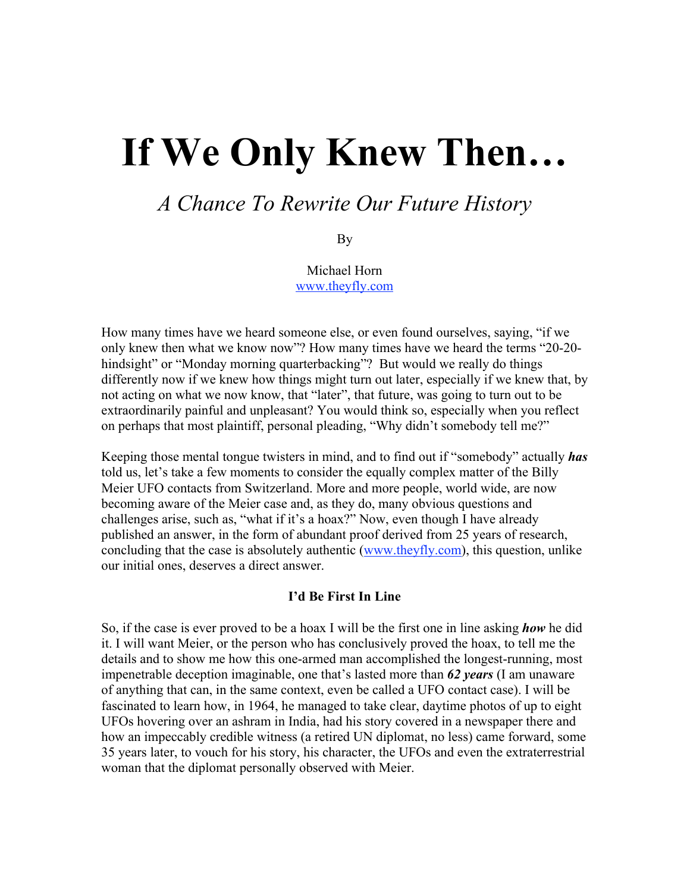# If We Only Knew Then…

## *A Chance To Rewrite Our Future History*

By

Michael Horn
www.theyfly.com

How many times have we heard someone else, or even found ourselves, saying, "if we only knew then what we know now"? How many times have we heard the terms "20-20-hindsight" or "Monday morning quarterbacking"? But would we really do things differently now if we knew how things might turn out later, especially if we knew that, by not acting on what we now know, that "later", that future, was going to turn out to be extraordinarily painful and unpleasant? You would think so, especially when you reflect on perhaps that most plaintiff, personal pleading, "Why didn't somebody tell me?"

Keeping those mental tongue twisters in mind, and to find out if "somebody" actually ***has*** told us, let's take a few moments to consider the equally complex matter of the Billy Meier UFO contacts from Switzerland. More and more people, world wide, are now becoming aware of the Meier case and, as they do, many obvious questions and challenges arise, such as, "what if it's a hoax?" Now, even though I have already published an answer, in the form of abundant proof derived from 25 years of research, concluding that the case is absolutely authentic (www.theyfly.com), this question, unlike our initial ones, deserves a direct answer.

### I'd Be First In Line

So, if the case is ever proved to be a hoax I will be the first one in line asking ***how*** he did it. I will want Meier, or the person who has conclusively proved the hoax, to tell me the details and to show me how this one-armed man accomplished the longest-running, most impenetrable deception imaginable, one that's lasted more than ***62 years*** (I am unaware of anything that can, in the same context, even be called a UFO contact case). I will be fascinated to learn how, in 1964, he managed to take clear, daytime photos of up to eight UFOs hovering over an ashram in India, had his story covered in a newspaper there and how an impeccably credible witness (a retired UN diplomat, no less) came forward, some 35 years later, to vouch for his story, his character, the UFOs and even the extraterrestrial woman that the diplomat personally observed with Meier.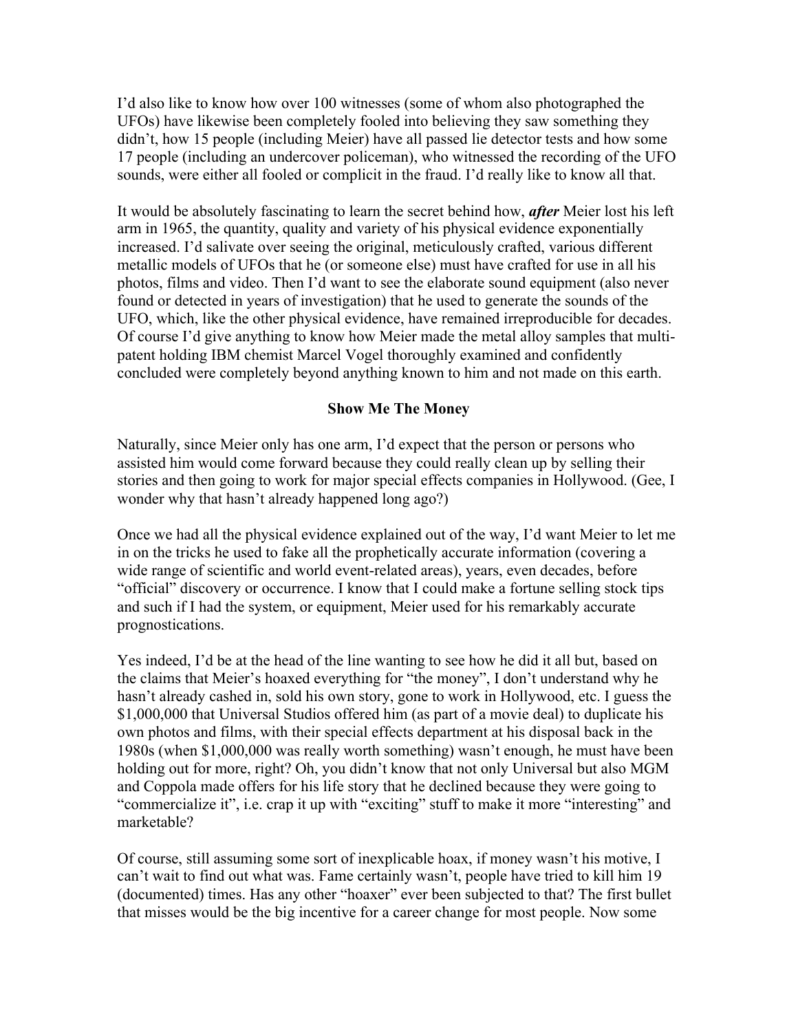I'd also like to know how over 100 witnesses (some of whom also photographed the UFOs) have likewise been completely fooled into believing they saw something they didn't, how 15 people (including Meier) have all passed lie detector tests and how some 17 people (including an undercover policeman), who witnessed the recording of the UFO sounds, were either all fooled or complicit in the fraud. I'd really like to know all that.

It would be absolutely fascinating to learn the secret behind how, ***after*** Meier lost his left arm in 1965, the quantity, quality and variety of his physical evidence exponentially increased. I'd salivate over seeing the original, meticulously crafted, various different metallic models of UFOs that he (or someone else) must have crafted for use in all his photos, films and video. Then I'd want to see the elaborate sound equipment (also never found or detected in years of investigation) that he used to generate the sounds of the UFO, which, like the other physical evidence, have remained irreproducible for decades. Of course I'd give anything to know how Meier made the metal alloy samples that multi-patent holding IBM chemist Marcel Vogel thoroughly examined and confidently concluded were completely beyond anything known to him and not made on this earth.

**Show Me The Money**

Naturally, since Meier only has one arm, I'd expect that the person or persons who assisted him would come forward because they could really clean up by selling their stories and then going to work for major special effects companies in Hollywood. (Gee, I wonder why that hasn't already happened long ago?)

Once we had all the physical evidence explained out of the way, I'd want Meier to let me in on the tricks he used to fake all the prophetically accurate information (covering a wide range of scientific and world event-related areas), years, even decades, before "official" discovery or occurrence. I know that I could make a fortune selling stock tips and such if I had the system, or equipment, Meier used for his remarkably accurate prognostications.

Yes indeed, I'd be at the head of the line wanting to see how he did it all but, based on the claims that Meier's hoaxed everything for "the money", I don't understand why he hasn't already cashed in, sold his own story, gone to work in Hollywood, etc. I guess the $1,000,000 that Universal Studios offered him (as part of a movie deal) to duplicate his own photos and films, with their special effects department at his disposal back in the 1980s (when $1,000,000 was really worth something) wasn't enough, he must have been holding out for more, right? Oh, you didn't know that not only Universal but also MGM and Coppola made offers for his life story that he declined because they were going to "commercialize it", i.e. crap it up with "exciting" stuff to make it more "interesting" and marketable?

Of course, still assuming some sort of inexplicable hoax, if money wasn't his motive, I can't wait to find out what was. Fame certainly wasn't, people have tried to kill him 19 (documented) times. Has any other "hoaxer" ever been subjected to that? The first bullet that misses would be the big incentive for a career change for most people. Now some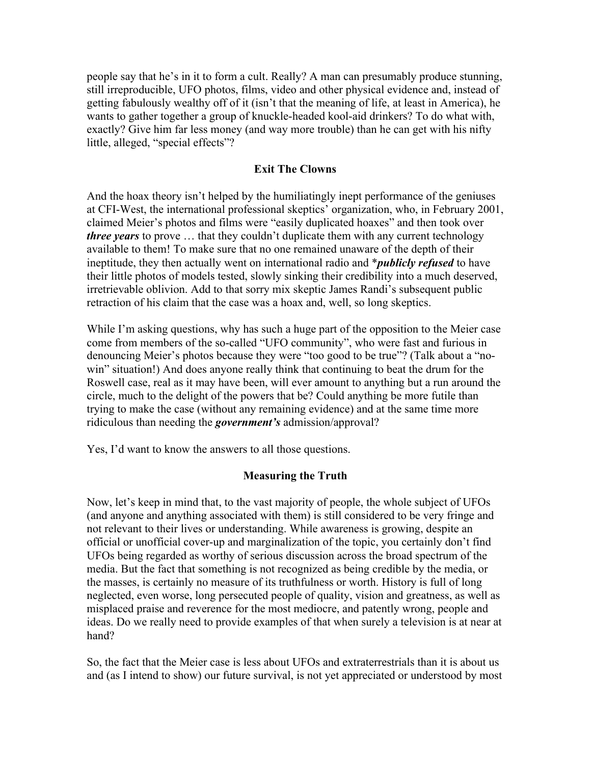people say that he's in it to form a cult. Really? A man can presumably produce stunning, still irreproducible, UFO photos, films, video and other physical evidence and, instead of getting fabulously wealthy off of it (isn't that the meaning of life, at least in America), he wants to gather together a group of knuckle-headed kool-aid drinkers? To do what with, exactly? Give him far less money (and way more trouble) than he can get with his nifty little, alleged, "special effects"?

## Exit The Clowns

And the hoax theory isn't helped by the humiliatingly inept performance of the geniuses at CFI-West, the international professional skeptics' organization, who, in February 2001, claimed Meier's photos and films were "easily duplicated hoaxes" and then took over ***three years*** to prove … that they couldn't duplicate them with any current technology available to them! To make sure that no one remained unaware of the depth of their ineptitude, they then actually went on international radio and \****publicly refused*** to have their little photos of models tested, slowly sinking their credibility into a much deserved, irretrievable oblivion. Add to that sorry mix skeptic James Randi's subsequent public retraction of his claim that the case was a hoax and, well, so long skeptics.

While I'm asking questions, why has such a huge part of the opposition to the Meier case come from members of the so-called "UFO community", who were fast and furious in denouncing Meier's photos because they were "too good to be true"? (Talk about a "no-win" situation!) And does anyone really think that continuing to beat the drum for the Roswell case, real as it may have been, will ever amount to anything but a run around the circle, much to the delight of the powers that be? Could anything be more futile than trying to make the case (without any remaining evidence) and at the same time more ridiculous than needing the ***government's*** admission/approval?

Yes, I'd want to know the answers to all those questions.

## Measuring the Truth

Now, let's keep in mind that, to the vast majority of people, the whole subject of UFOs (and anyone and anything associated with them) is still considered to be very fringe and not relevant to their lives or understanding. While awareness is growing, despite an official or unofficial cover-up and marginalization of the topic, you certainly don't find UFOs being regarded as worthy of serious discussion across the broad spectrum of the media. But the fact that something is not recognized as being credible by the media, or the masses, is certainly no measure of its truthfulness or worth. History is full of long neglected, even worse, long persecuted people of quality, vision and greatness, as well as misplaced praise and reverence for the most mediocre, and patently wrong, people and ideas. Do we really need to provide examples of that when surely a television is at near at hand?

So, the fact that the Meier case is less about UFOs and extraterrestrials than it is about us and (as I intend to show) our future survival, is not yet appreciated or understood by most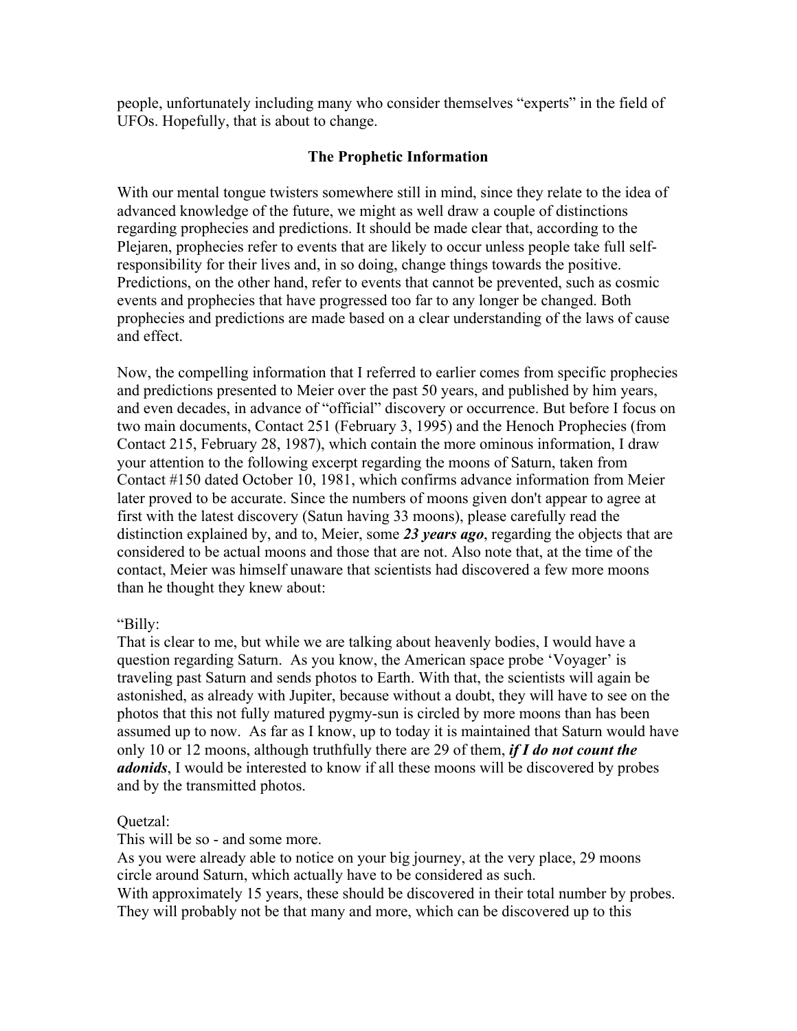people, unfortunately including many who consider themselves "experts" in the field of UFOs. Hopefully, that is about to change.

## The Prophetic Information

With our mental tongue twisters somewhere still in mind, since they relate to the idea of advanced knowledge of the future, we might as well draw a couple of distinctions regarding prophecies and predictions. It should be made clear that, according to the Plejaren, prophecies refer to events that are likely to occur unless people take full self-responsibility for their lives and, in so doing, change things towards the positive. Predictions, on the other hand, refer to events that cannot be prevented, such as cosmic events and prophecies that have progressed too far to any longer be changed. Both prophecies and predictions are made based on a clear understanding of the laws of cause and effect.

Now, the compelling information that I referred to earlier comes from specific prophecies and predictions presented to Meier over the past 50 years, and published by him years, and even decades, in advance of "official" discovery or occurrence. But before I focus on two main documents, Contact 251 (February 3, 1995) and the Henoch Prophecies (from Contact 215, February 28, 1987), which contain the more ominous information, I draw your attention to the following excerpt regarding the moons of Saturn, taken from Contact #150 dated October 10, 1981, which confirms advance information from Meier later proved to be accurate. Since the numbers of moons given don't appear to agree at first with the latest discovery (Satun having 33 moons), please carefully read the distinction explained by, and to, Meier, some ***23 years ago***, regarding the objects that are considered to be actual moons and those that are not. Also note that, at the time of the contact, Meier was himself unaware that scientists had discovered a few more moons than he thought they knew about:

"Billy:
That is clear to me, but while we are talking about heavenly bodies, I would have a question regarding Saturn. As you know, the American space probe 'Voyager' is traveling past Saturn and sends photos to Earth. With that, the scientists will again be astonished, as already with Jupiter, because without a doubt, they will have to see on the photos that this not fully matured pygmy-sun is circled by more moons than has been assumed up to now. As far as I know, up to today it is maintained that Saturn would have only 10 or 12 moons, although truthfully there are 29 of them, ***if I do not count the adonids***, I would be interested to know if all these moons will be discovered by probes and by the transmitted photos.

Quetzal:
This will be so - and some more.
As you were already able to notice on your big journey, at the very place, 29 moons circle around Saturn, which actually have to be considered as such.
With approximately 15 years, these should be discovered in their total number by probes. They will probably not be that many and more, which can be discovered up to this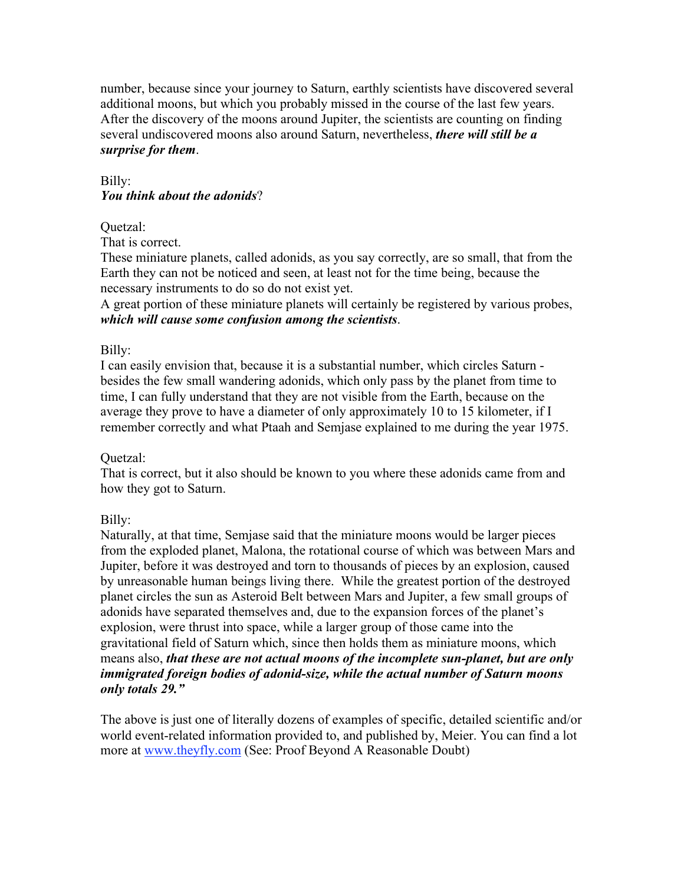number, because since your journey to Saturn, earthly scientists have discovered several additional moons, but which you probably missed in the course of the last few years. After the discovery of the moons around Jupiter, the scientists are counting on finding several undiscovered moons also around Saturn, nevertheless, ***there will still be a surprise for them***.

Billy:
***You think about the adonids***?

Quetzal:
That is correct.
These miniature planets, called adonids, as you say correctly, are so small, that from the Earth they can not be noticed and seen, at least not for the time being, because the necessary instruments to do so do not exist yet.
A great portion of these miniature planets will certainly be registered by various probes, ***which will cause some confusion among the scientists***.

Billy:
I can easily envision that, because it is a substantial number, which circles Saturn - besides the few small wandering adonids, which only pass by the planet from time to time, I can fully understand that they are not visible from the Earth, because on the average they prove to have a diameter of only approximately 10 to 15 kilometer, if I remember correctly and what Ptaah and Semjase explained to me during the year 1975.

Quetzal:
That is correct, but it also should be known to you where these adonids came from and how they got to Saturn.

Billy:
Naturally, at that time, Semjase said that the miniature moons would be larger pieces from the exploded planet, Malona, the rotational course of which was between Mars and Jupiter, before it was destroyed and torn to thousands of pieces by an explosion, caused by unreasonable human beings living there. While the greatest portion of the destroyed planet circles the sun as Asteroid Belt between Mars and Jupiter, a few small groups of adonids have separated themselves and, due to the expansion forces of the planet's explosion, were thrust into space, while a larger group of those came into the gravitational field of Saturn which, since then holds them as miniature moons, which means also, ***that these are not actual moons of the incomplete sun-planet, but are only immigrated foreign bodies of adonid-size, while the actual number of Saturn moons only totals 29."***

The above is just one of literally dozens of examples of specific, detailed scientific and/or world event-related information provided to, and published by, Meier. You can find a lot more at www.theyfly.com (See: Proof Beyond A Reasonable Doubt)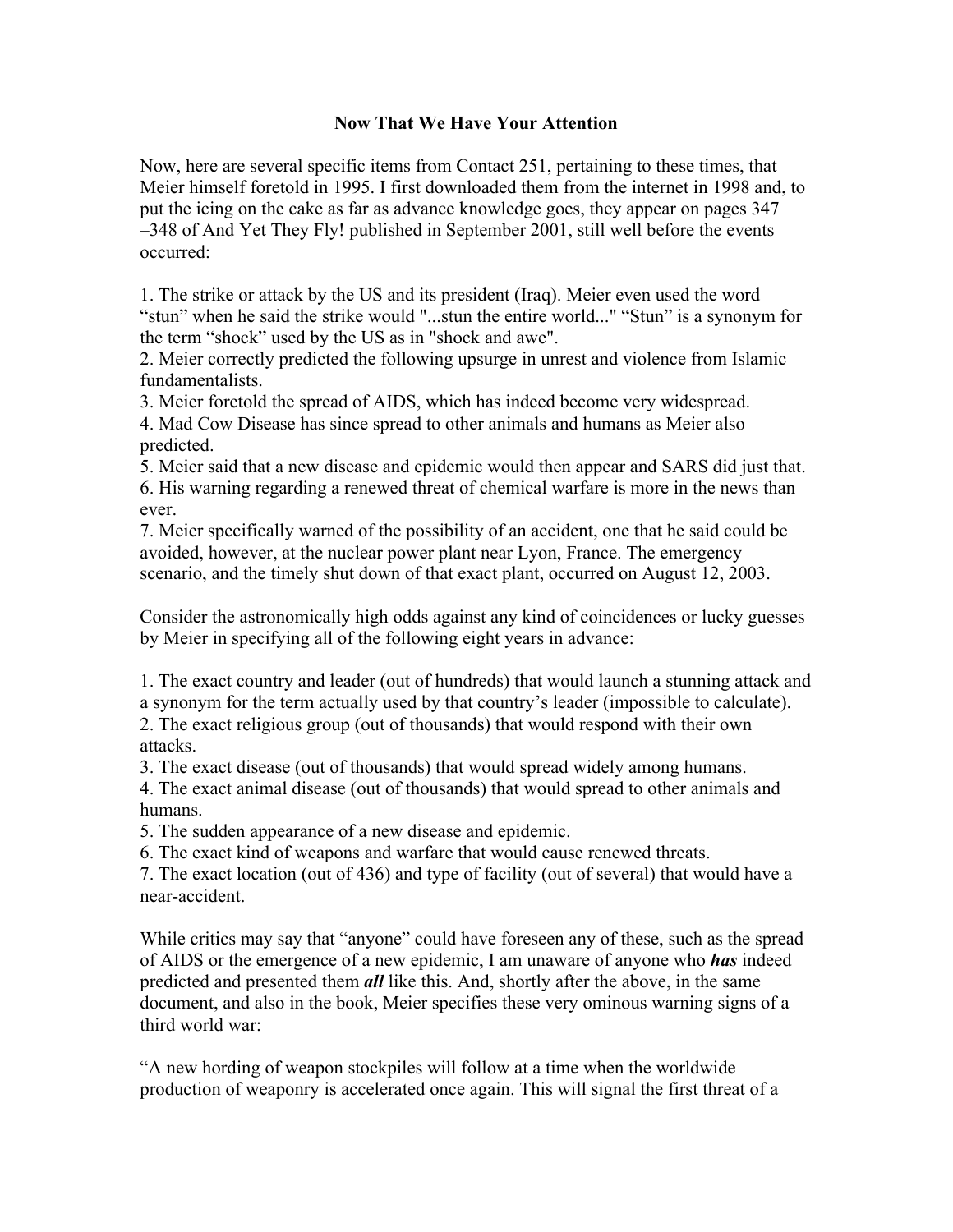## Now That We Have Your Attention

Now, here are several specific items from Contact 251, pertaining to these times, that Meier himself foretold in 1995. I first downloaded them from the internet in 1998 and, to put the icing on the cake as far as advance knowledge goes, they appear on pages 347 –348 of And Yet They Fly! published in September 2001, still well before the events occurred:

1. The strike or attack by the US and its president (Iraq). Meier even used the word "stun" when he said the strike would "...stun the entire world..." "Stun" is a synonym for the term "shock" used by the US as in "shock and awe".
2. Meier correctly predicted the following upsurge in unrest and violence from Islamic fundamentalists.
3. Meier foretold the spread of AIDS, which has indeed become very widespread.
4. Mad Cow Disease has since spread to other animals and humans as Meier also predicted.
5. Meier said that a new disease and epidemic would then appear and SARS did just that.
6. His warning regarding a renewed threat of chemical warfare is more in the news than ever.
7. Meier specifically warned of the possibility of an accident, one that he said could be avoided, however, at the nuclear power plant near Lyon, France. The emergency scenario, and the timely shut down of that exact plant, occurred on August 12, 2003.

Consider the astronomically high odds against any kind of coincidences or lucky guesses by Meier in specifying all of the following eight years in advance:

1. The exact country and leader (out of hundreds) that would launch a stunning attack and a synonym for the term actually used by that country's leader (impossible to calculate).
2. The exact religious group (out of thousands) that would respond with their own attacks.
3. The exact disease (out of thousands) that would spread widely among humans.
4. The exact animal disease (out of thousands) that would spread to other animals and humans.
5. The sudden appearance of a new disease and epidemic.
6. The exact kind of weapons and warfare that would cause renewed threats.
7. The exact location (out of 436) and type of facility (out of several) that would have a near-accident.

While critics may say that "anyone" could have foreseen any of these, such as the spread of AIDS or the emergence of a new epidemic, I am unaware of anyone who ***has*** indeed predicted and presented them ***all*** like this. And, shortly after the above, in the same document, and also in the book, Meier specifies these very ominous warning signs of a third world war:

"A new hording of weapon stockpiles will follow at a time when the worldwide production of weaponry is accelerated once again. This will signal the first threat of a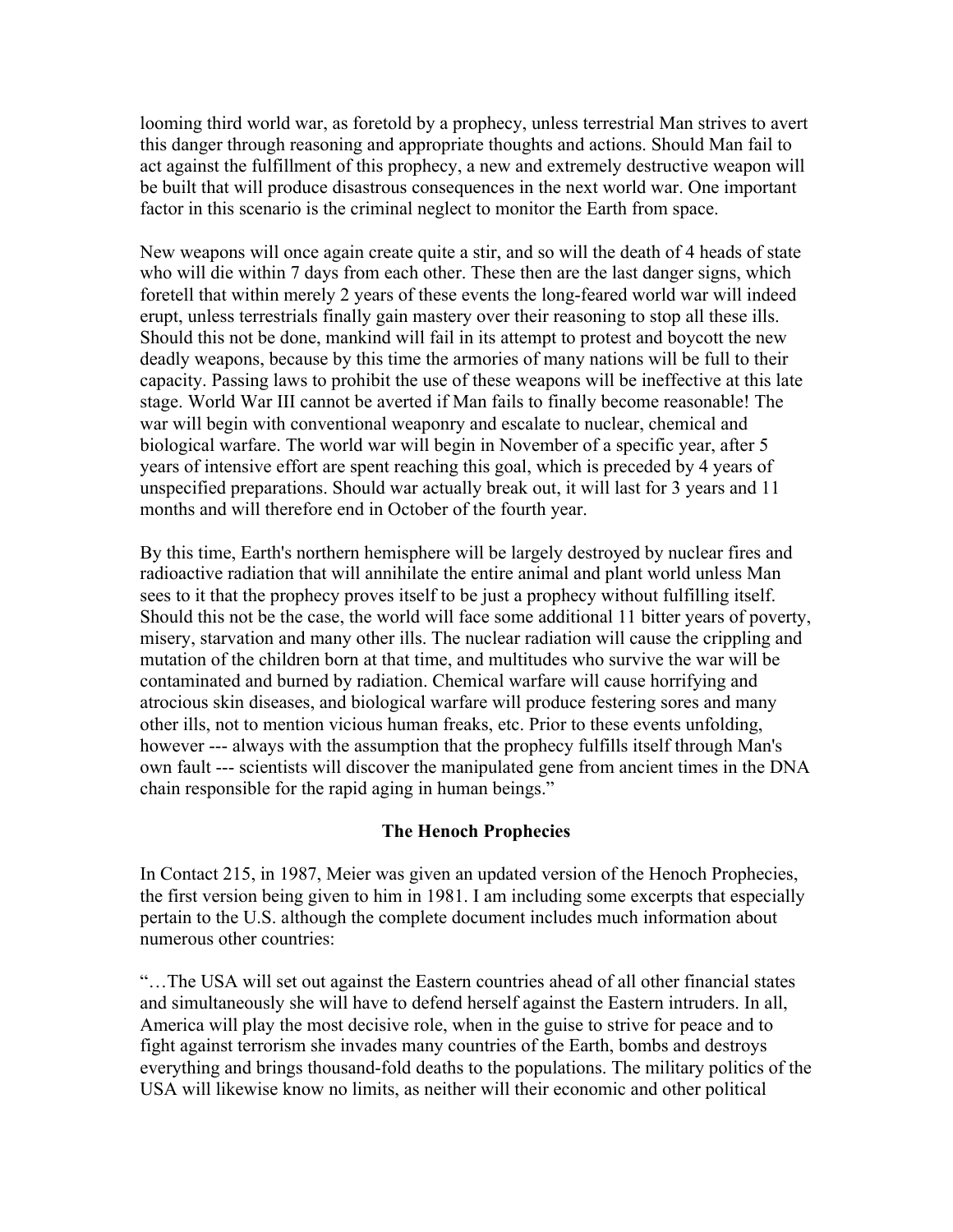looming third world war, as foretold by a prophecy, unless terrestrial Man strives to avert this danger through reasoning and appropriate thoughts and actions. Should Man fail to act against the fulfillment of this prophecy, a new and extremely destructive weapon will be built that will produce disastrous consequences in the next world war. One important factor in this scenario is the criminal neglect to monitor the Earth from space.

New weapons will once again create quite a stir, and so will the death of 4 heads of state who will die within 7 days from each other. These then are the last danger signs, which foretell that within merely 2 years of these events the long-feared world war will indeed erupt, unless terrestrials finally gain mastery over their reasoning to stop all these ills. Should this not be done, mankind will fail in its attempt to protest and boycott the new deadly weapons, because by this time the armories of many nations will be full to their capacity. Passing laws to prohibit the use of these weapons will be ineffective at this late stage. World War III cannot be averted if Man fails to finally become reasonable! The war will begin with conventional weaponry and escalate to nuclear, chemical and biological warfare. The world war will begin in November of a specific year, after 5 years of intensive effort are spent reaching this goal, which is preceded by 4 years of unspecified preparations. Should war actually break out, it will last for 3 years and 11 months and will therefore end in October of the fourth year.

By this time, Earth's northern hemisphere will be largely destroyed by nuclear fires and radioactive radiation that will annihilate the entire animal and plant world unless Man sees to it that the prophecy proves itself to be just a prophecy without fulfilling itself. Should this not be the case, the world will face some additional 11 bitter years of poverty, misery, starvation and many other ills. The nuclear radiation will cause the crippling and mutation of the children born at that time, and multitudes who survive the war will be contaminated and burned by radiation. Chemical warfare will cause horrifying and atrocious skin diseases, and biological warfare will produce festering sores and many other ills, not to mention vicious human freaks, etc. Prior to these events unfolding, however --- always with the assumption that the prophecy fulfills itself through Man's own fault --- scientists will discover the manipulated gene from ancient times in the DNA chain responsible for the rapid aging in human beings."

## The Henoch Prophecies

In Contact 215, in 1987, Meier was given an updated version of the Henoch Prophecies, the first version being given to him in 1981. I am including some excerpts that especially pertain to the U.S. although the complete document includes much information about numerous other countries:

"…The USA will set out against the Eastern countries ahead of all other financial states and simultaneously she will have to defend herself against the Eastern intruders. In all, America will play the most decisive role, when in the guise to strive for peace and to fight against terrorism she invades many countries of the Earth, bombs and destroys everything and brings thousand-fold deaths to the populations. The military politics of the USA will likewise know no limits, as neither will their economic and other political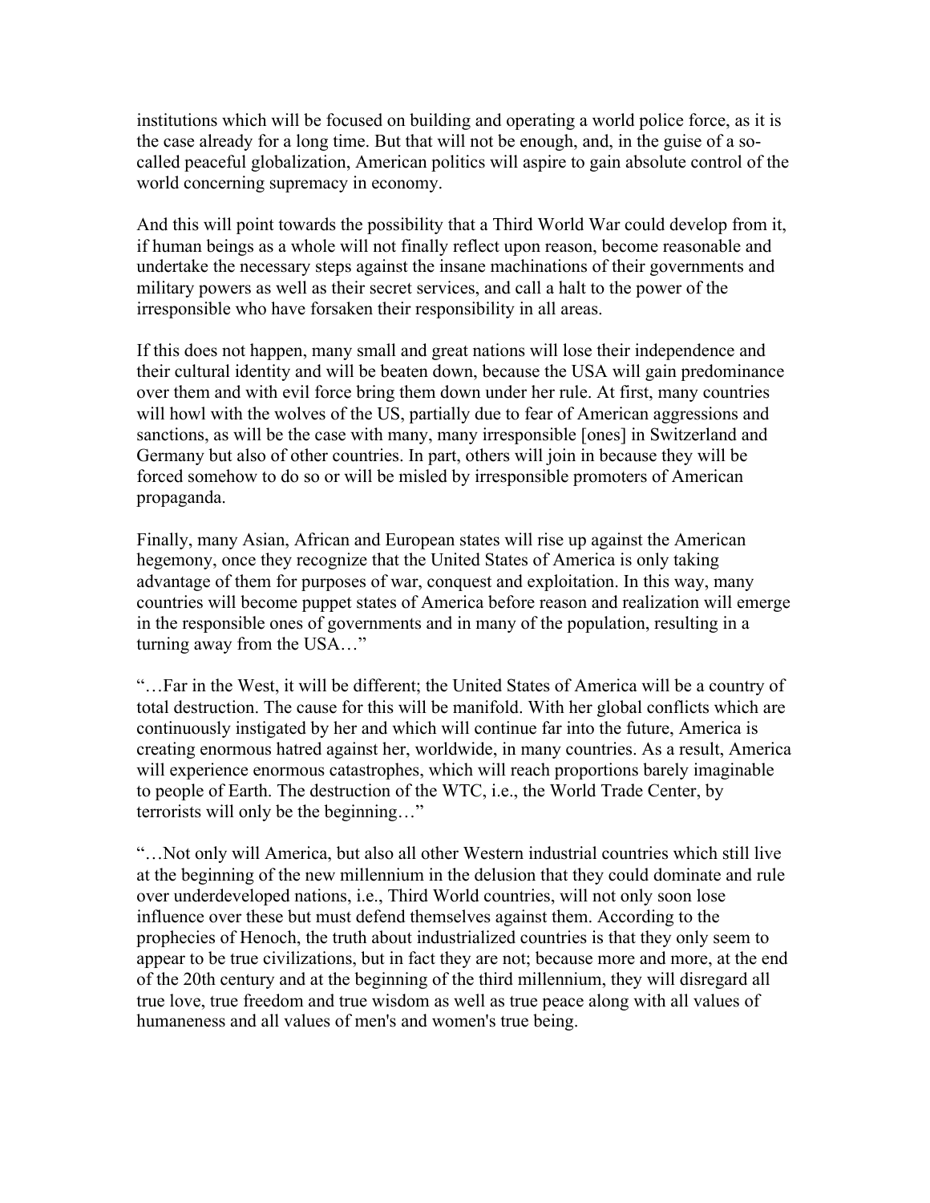institutions which will be focused on building and operating a world police force, as it is the case already for a long time. But that will not be enough, and, in the guise of a so-called peaceful globalization, American politics will aspire to gain absolute control of the world concerning supremacy in economy.

And this will point towards the possibility that a Third World War could develop from it, if human beings as a whole will not finally reflect upon reason, become reasonable and undertake the necessary steps against the insane machinations of their governments and military powers as well as their secret services, and call a halt to the power of the irresponsible who have forsaken their responsibility in all areas.

If this does not happen, many small and great nations will lose their independence and their cultural identity and will be beaten down, because the USA will gain predominance over them and with evil force bring them down under her rule. At first, many countries will howl with the wolves of the US, partially due to fear of American aggressions and sanctions, as will be the case with many, many irresponsible [ones] in Switzerland and Germany but also of other countries. In part, others will join in because they will be forced somehow to do so or will be misled by irresponsible promoters of American propaganda.

Finally, many Asian, African and European states will rise up against the American hegemony, once they recognize that the United States of America is only taking advantage of them for purposes of war, conquest and exploitation. In this way, many countries will become puppet states of America before reason and realization will emerge in the responsible ones of governments and in many of the population, resulting in a turning away from the USA…"

"…Far in the West, it will be different; the United States of America will be a country of total destruction. The cause for this will be manifold. With her global conflicts which are continuously instigated by her and which will continue far into the future, America is creating enormous hatred against her, worldwide, in many countries. As a result, America will experience enormous catastrophes, which will reach proportions barely imaginable to people of Earth. The destruction of the WTC, i.e., the World Trade Center, by terrorists will only be the beginning…"

"…Not only will America, but also all other Western industrial countries which still live at the beginning of the new millennium in the delusion that they could dominate and rule over underdeveloped nations, i.e., Third World countries, will not only soon lose influence over these but must defend themselves against them. According to the prophecies of Henoch, the truth about industrialized countries is that they only seem to appear to be true civilizations, but in fact they are not; because more and more, at the end of the 20th century and at the beginning of the third millennium, they will disregard all true love, true freedom and true wisdom as well as true peace along with all values of humaneness and all values of men's and women's true being.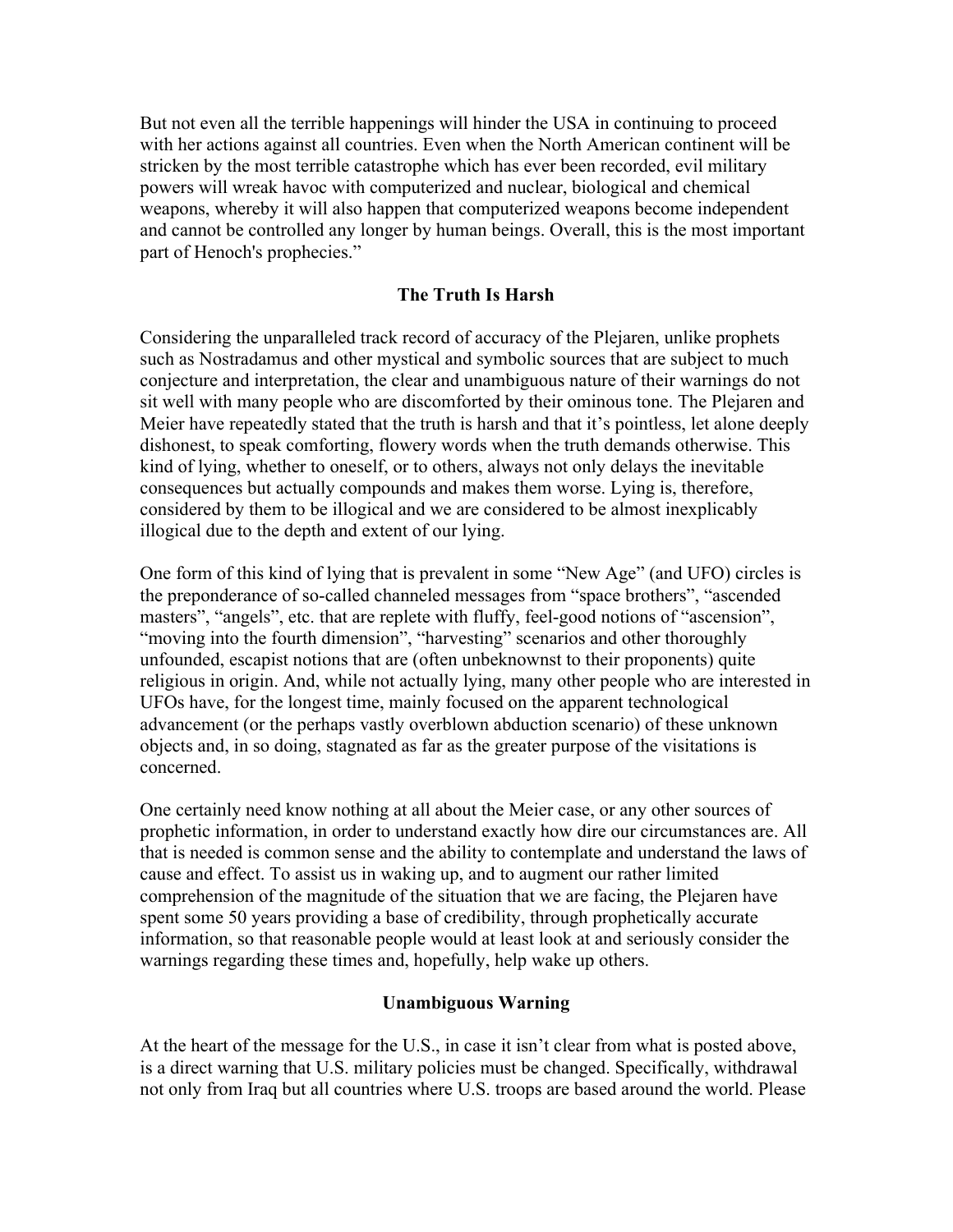But not even all the terrible happenings will hinder the USA in continuing to proceed with her actions against all countries. Even when the North American continent will be stricken by the most terrible catastrophe which has ever been recorded, evil military powers will wreak havoc with computerized and nuclear, biological and chemical weapons, whereby it will also happen that computerized weapons become independent and cannot be controlled any longer by human beings. Overall, this is the most important part of Henoch's prophecies."

## The Truth Is Harsh

Considering the unparalleled track record of accuracy of the Plejaren, unlike prophets such as Nostradamus and other mystical and symbolic sources that are subject to much conjecture and interpretation, the clear and unambiguous nature of their warnings do not sit well with many people who are discomforted by their ominous tone. The Plejaren and Meier have repeatedly stated that the truth is harsh and that it's pointless, let alone deeply dishonest, to speak comforting, flowery words when the truth demands otherwise. This kind of lying, whether to oneself, or to others, always not only delays the inevitable consequences but actually compounds and makes them worse. Lying is, therefore, considered by them to be illogical and we are considered to be almost inexplicably illogical due to the depth and extent of our lying.

One form of this kind of lying that is prevalent in some "New Age" (and UFO) circles is the preponderance of so-called channeled messages from "space brothers", "ascended masters", "angels", etc. that are replete with fluffy, feel-good notions of "ascension", "moving into the fourth dimension", "harvesting" scenarios and other thoroughly unfounded, escapist notions that are (often unbeknownst to their proponents) quite religious in origin. And, while not actually lying, many other people who are interested in UFOs have, for the longest time, mainly focused on the apparent technological advancement (or the perhaps vastly overblown abduction scenario) of these unknown objects and, in so doing, stagnated as far as the greater purpose of the visitations is concerned.

One certainly need know nothing at all about the Meier case, or any other sources of prophetic information, in order to understand exactly how dire our circumstances are. All that is needed is common sense and the ability to contemplate and understand the laws of cause and effect. To assist us in waking up, and to augment our rather limited comprehension of the magnitude of the situation that we are facing, the Plejaren have spent some 50 years providing a base of credibility, through prophetically accurate information, so that reasonable people would at least look at and seriously consider the warnings regarding these times and, hopefully, help wake up others.

## Unambiguous Warning

At the heart of the message for the U.S., in case it isn't clear from what is posted above, is a direct warning that U.S. military policies must be changed. Specifically, withdrawal not only from Iraq but all countries where U.S. troops are based around the world. Please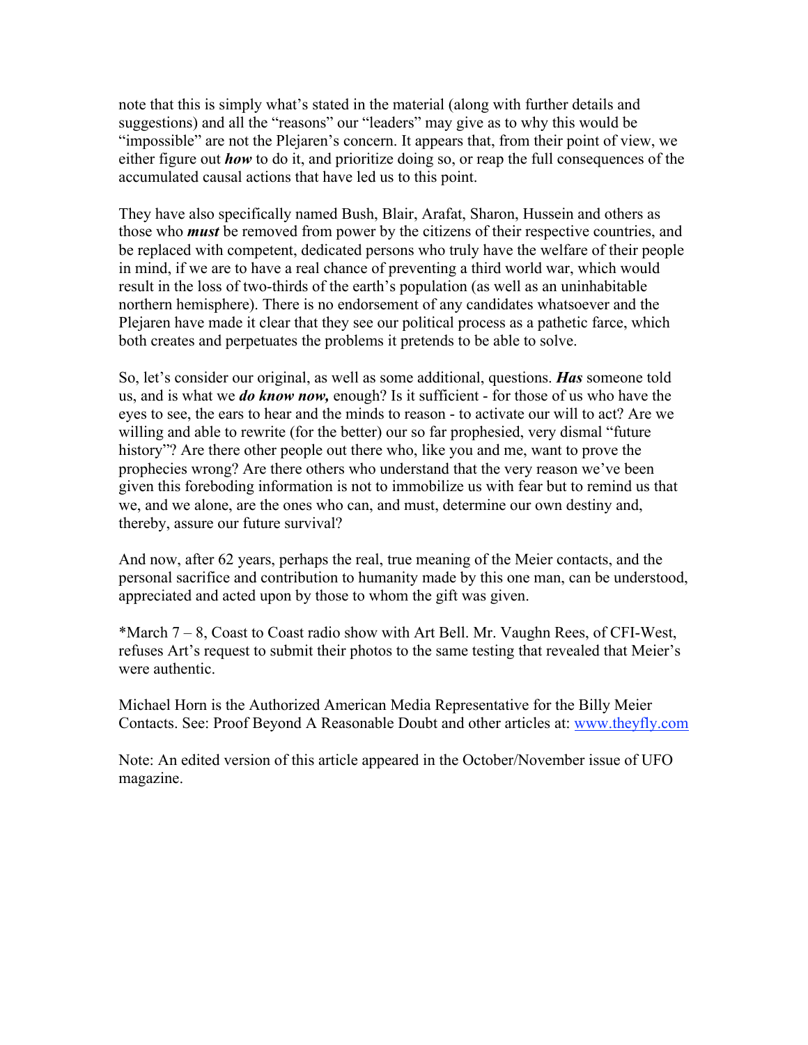note that this is simply what's stated in the material (along with further details and suggestions) and all the "reasons" our "leaders" may give as to why this would be "impossible" are not the Plejaren's concern. It appears that, from their point of view, we either figure out ***how*** to do it, and prioritize doing so, or reap the full consequences of the accumulated causal actions that have led us to this point.

They have also specifically named Bush, Blair, Arafat, Sharon, Hussein and others as those who ***must*** be removed from power by the citizens of their respective countries, and be replaced with competent, dedicated persons who truly have the welfare of their people in mind, if we are to have a real chance of preventing a third world war, which would result in the loss of two-thirds of the earth's population (as well as an uninhabitable northern hemisphere). There is no endorsement of any candidates whatsoever and the Plejaren have made it clear that they see our political process as a pathetic farce, which both creates and perpetuates the problems it pretends to be able to solve.

So, let's consider our original, as well as some additional, questions. ***Has*** someone told us, and is what we ***do know now,*** enough? Is it sufficient - for those of us who have the eyes to see, the ears to hear and the minds to reason - to activate our will to act? Are we willing and able to rewrite (for the better) our so far prophesied, very dismal "future history"? Are there other people out there who, like you and me, want to prove the prophecies wrong? Are there others who understand that the very reason we've been given this foreboding information is not to immobilize us with fear but to remind us that we, and we alone, are the ones who can, and must, determine our own destiny and, thereby, assure our future survival?

And now, after 62 years, perhaps the real, true meaning of the Meier contacts, and the personal sacrifice and contribution to humanity made by this one man, can be understood, appreciated and acted upon by those to whom the gift was given.

*March 7 – 8, Coast to Coast radio show with Art Bell. Mr. Vaughn Rees, of CFI-West, refuses Art's request to submit their photos to the same testing that revealed that Meier's were authentic.

Michael Horn is the Authorized American Media Representative for the Billy Meier Contacts. See: Proof Beyond A Reasonable Doubt and other articles at: [www.theyfly.com](http://www.theyfly.com)

Note: An edited version of this article appeared in the October/November issue of UFO magazine.